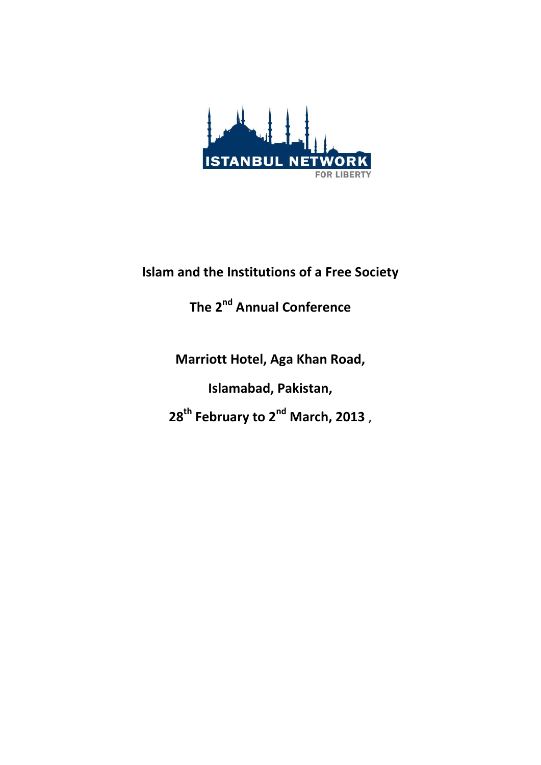ISTANBUL NETWORK FOR LIBERTY

# Islam and the Institutions of a Free Society

## The 2nd Annual Conference

**Marriott Hotel, Aga Khan Road,**

**Islamabad, Pakistan,**

**28th February to 2nd March, 2013** ,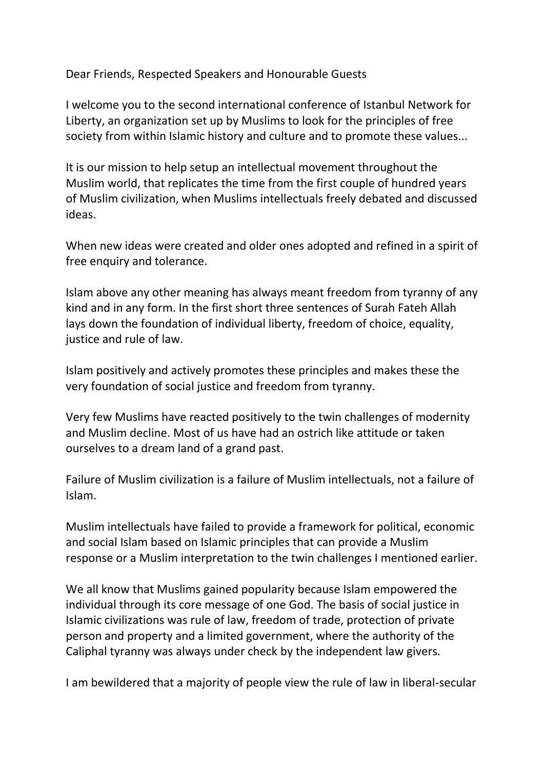Dear Friends, Respected Speakers and Honourable Guests

I welcome you to the second international conference of Istanbul Network for Liberty, an organization set up by Muslims to look for the principles of free society from within Islamic history and culture and to promote these values...

It is our mission to help setup an intellectual movement throughout the Muslim world, that replicates the time from the first couple of hundred years of Muslim civilization, when Muslims intellectuals freely debated and discussed ideas.

When new ideas were created and older ones adopted and refined in a spirit of free enquiry and tolerance.

Islam above any other meaning has always meant freedom from tyranny of any kind and in any form. In the first short three sentences of Surah Fateh Allah lays down the foundation of individual liberty, freedom of choice, equality, justice and rule of law.

Islam positively and actively promotes these principles and makes these the very foundation of social justice and freedom from tyranny.

Very few Muslims have reacted positively to the twin challenges of modernity and Muslim decline. Most of us have had an ostrich like attitude or taken ourselves to a dream land of a grand past.

Failure of Muslim civilization is a failure of Muslim intellectuals, not a failure of Islam.

Muslim intellectuals have failed to provide a framework for political, economic and social Islam based on Islamic principles that can provide a Muslim response or a Muslim interpretation to the twin challenges I mentioned earlier.

We all know that Muslims gained popularity because Islam empowered the individual through its core message of one God. The basis of social justice in Islamic civilizations was rule of law, freedom of trade, protection of private person and property and a limited government, where the authority of the Caliphal tyranny was always under check by the independent law givers.

I am bewildered that a majority of people view the rule of law in liberal-secular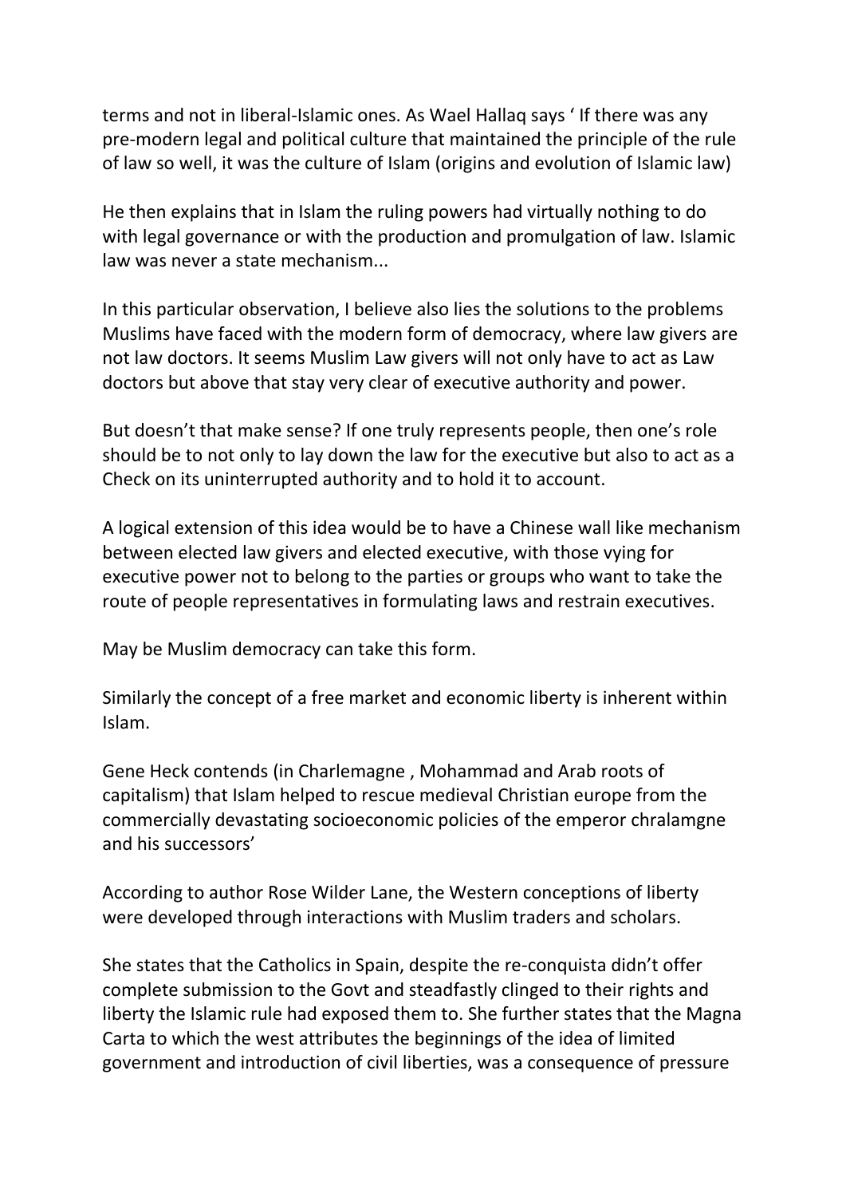terms and not in liberal-Islamic ones. As Wael Hallaq says ' If there was any pre-modern legal and political culture that maintained the principle of the rule of law so well, it was the culture of Islam (origins and evolution of Islamic law)

He then explains that in Islam the ruling powers had virtually nothing to do with legal governance or with the production and promulgation of law. Islamic law was never a state mechanism...

In this particular observation, I believe also lies the solutions to the problems Muslims have faced with the modern form of democracy, where law givers are not law doctors. It seems Muslim Law givers will not only have to act as Law doctors but above that stay very clear of executive authority and power.

But doesn't that make sense? If one truly represents people, then one's role should be to not only to lay down the law for the executive but also to act as a Check on its uninterrupted authority and to hold it to account.

A logical extension of this idea would be to have a Chinese wall like mechanism between elected law givers and elected executive, with those vying for executive power not to belong to the parties or groups who want to take the route of people representatives in formulating laws and restrain executives.

May be Muslim democracy can take this form.

Similarly the concept of a free market and economic liberty is inherent within Islam.

Gene Heck contends (in Charlemagne , Mohammad and Arab roots of capitalism) that Islam helped to rescue medieval Christian europe from the commercially devastating socioeconomic policies of the emperor chralamgne and his successors'

According to author Rose Wilder Lane, the Western conceptions of liberty were developed through interactions with Muslim traders and scholars.

She states that the Catholics in Spain, despite the re-conquista didn't offer complete submission to the Govt and steadfastly clinged to their rights and liberty the Islamic rule had exposed them to. She further states that the Magna Carta to which the west attributes the beginnings of the idea of limited government and introduction of civil liberties, was a consequence of pressure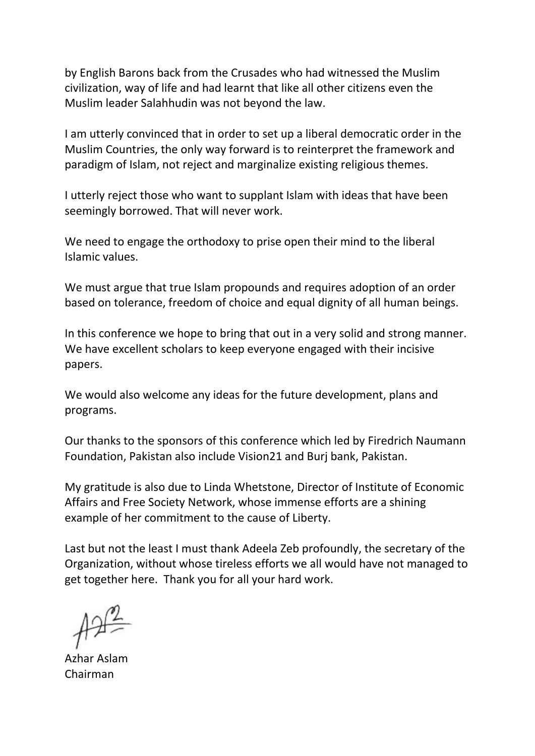by English Barons back from the Crusades who had witnessed the Muslim civilization, way of life and had learnt that like all other citizens even the Muslim leader Salahhudin was not beyond the law.

I am utterly convinced that in order to set up a liberal democratic order in the Muslim Countries, the only way forward is to reinterpret the framework and paradigm of Islam, not reject and marginalize existing religious themes.

I utterly reject those who want to supplant Islam with ideas that have been seemingly borrowed. That will never work.

We need to engage the orthodoxy to prise open their mind to the liberal Islamic values.

We must argue that true Islam propounds and requires adoption of an order based on tolerance, freedom of choice and equal dignity of all human beings.

In this conference we hope to bring that out in a very solid and strong manner. We have excellent scholars to keep everyone engaged with their incisive papers.

We would also welcome any ideas for the future development, plans and programs.

Our thanks to the sponsors of this conference which led by Firedrich Naumann Foundation, Pakistan also include Vision21 and Burj bank, Pakistan.

My gratitude is also due to Linda Whetstone, Director of Institute of Economic Affairs and Free Society Network, whose immense efforts are a shining example of her commitment to the cause of Liberty.

Last but not the least I must thank Adeela Zeb profoundly, the secretary of the Organization, without whose tireless efforts we all would have not managed to get together here. Thank you for all your hard work.

Azhar Aslam
Chairman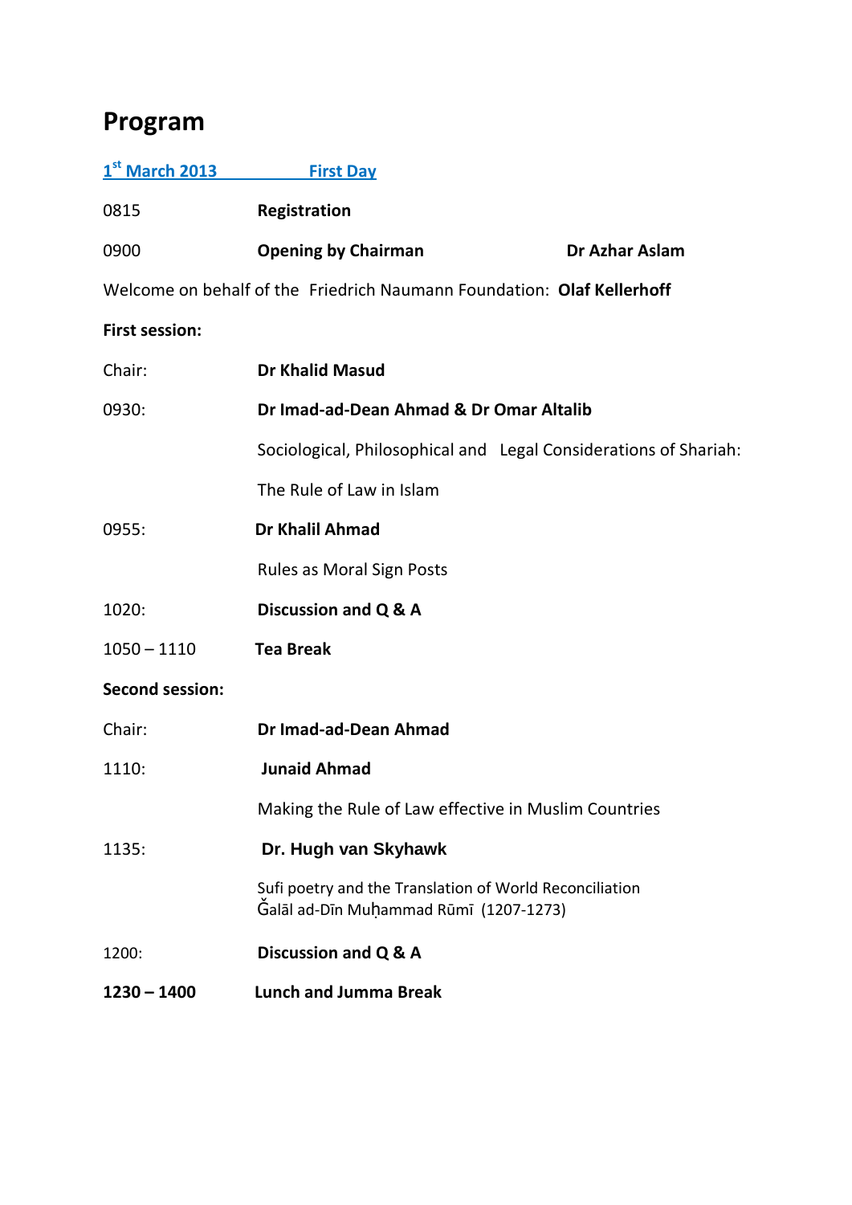# Program

**1st March 2013 First Day**

| | | |
|---|---|---|
| 0815 | **Registration** | |
| 0900 | **Opening by Chairman** | **Dr Azhar Aslam** |

Welcome on behalf of the Friedrich Naumann Foundation: **Olaf Kellerhoff**

**First session:**

| | |
|---|---|
| Chair: | **Dr Khalid Masud** |
| 0930: | **Dr Imad-ad-Dean Ahmad & Dr Omar Altalib** |
| | Sociological, Philosophical and Legal Considerations of Shariah: |
| | The Rule of Law in Islam |
| 0955: | **Dr Khalil Ahmad** |
| | Rules as Moral Sign Posts |
| 1020: | **Discussion and Q & A** |
| 1050 – 1110 | **Tea Break** |

**Second session:**

| | |
|---|---|
| Chair: | **Dr Imad-ad-Dean Ahmad** |
| 1110: | **Junaid Ahmad** |
| | Making the Rule of Law effective in Muslim Countries |
| 1135: | **Dr. Hugh van Skyhawk** |
| | Sufi poetry and the Translation of World Reconciliation Ǧalāl ad-Dīn Muḥammad Rūmī (1207-1273) |
| 1200: | **Discussion and Q & A** |
| **1230 – 1400** | **Lunch and Jumma Break** |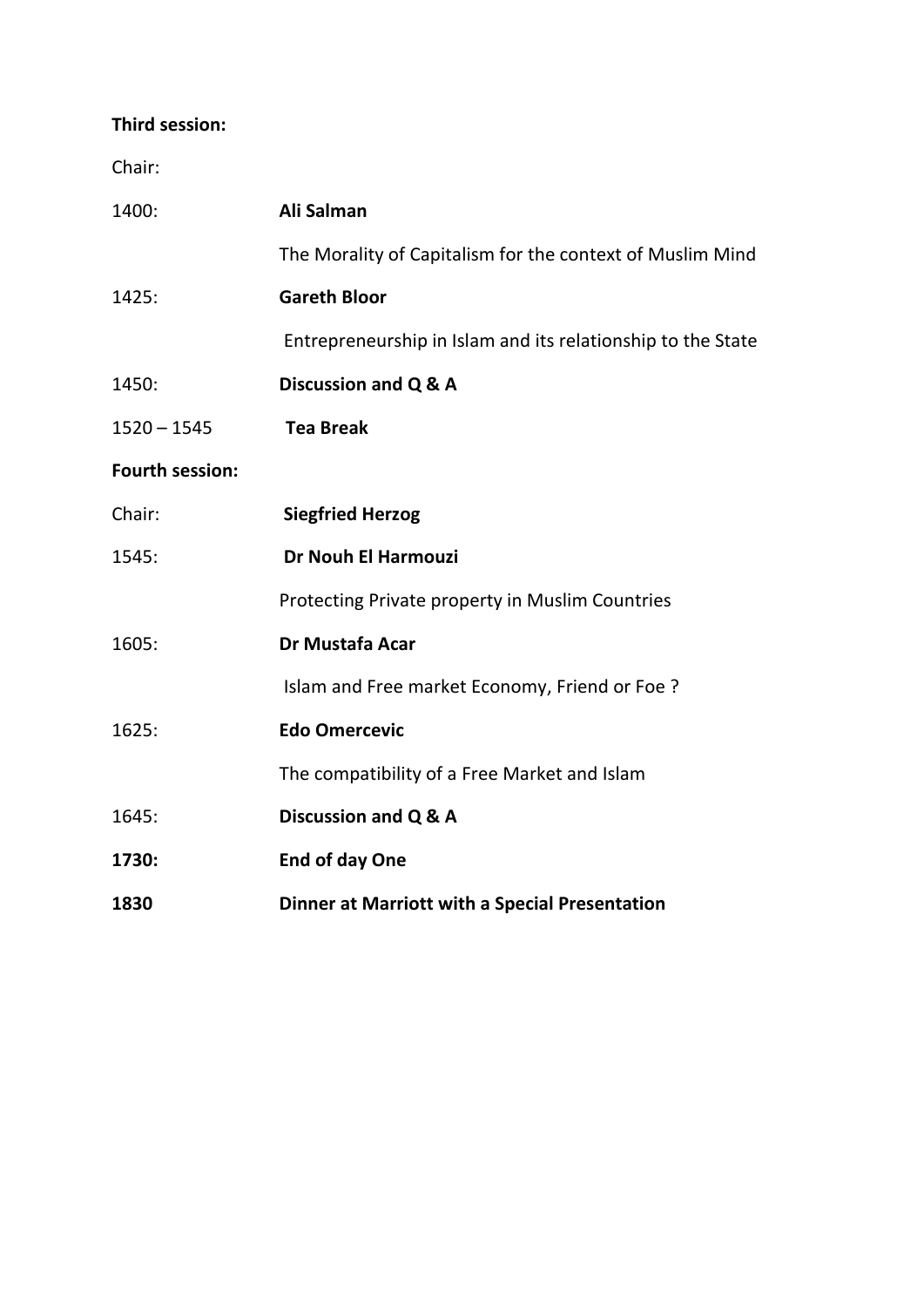**Third session:**

Chair:

1400: **Ali Salman**

The Morality of Capitalism for the context of Muslim Mind

1425: **Gareth Bloor**

Entrepreneurship in Islam and its relationship to the State

1450: **Discussion and Q & A**

1520 – 1545 **Tea Break**

**Fourth session:**

Chair: **Siegfried Herzog**

1545: **Dr Nouh El Harmouzi**

Protecting Private property in Muslim Countries

1605: **Dr Mustafa Acar**

Islam and Free market Economy, Friend or Foe ?

1625: **Edo Omercevic**

The compatibility of a Free Market and Islam

1645: **Discussion and Q & A**

**1730: End of day One**

**1830 Dinner at Marriott with a Special Presentation**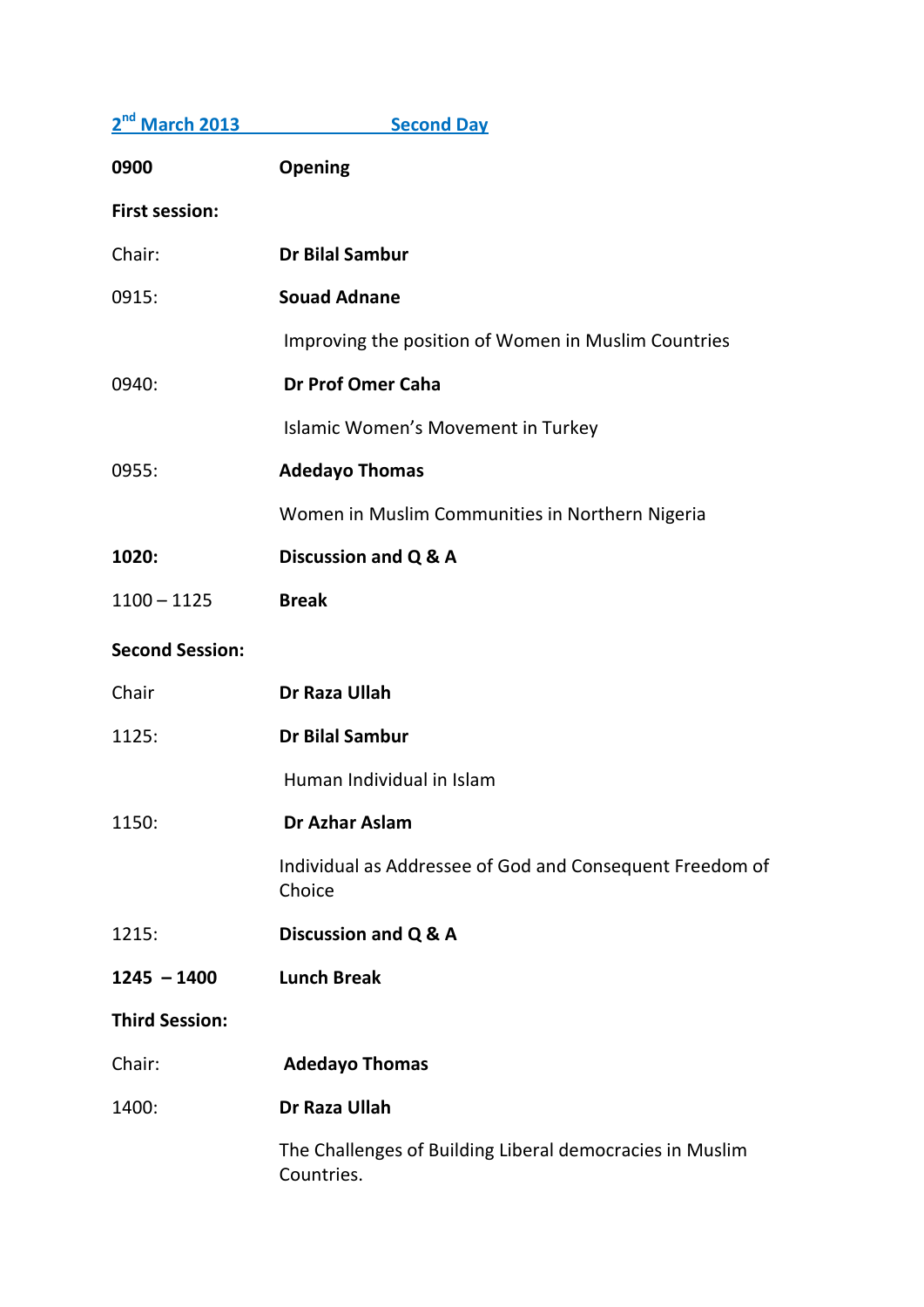## 2nd March 2013 Second Day

**0900** **Opening**

**First session:**

Chair: **Dr Bilal Sambur**

0915: **Souad Adnane**

Improving the position of Women in Muslim Countries

0940: **Dr Prof Omer Caha**

Islamic Women's Movement in Turkey

0955: **Adedayo Thomas**

Women in Muslim Communities in Northern Nigeria

**1020:** **Discussion and Q & A**

1100 – 1125 **Break**

**Second Session:**

Chair **Dr Raza Ullah**

1125: **Dr Bilal Sambur**

Human Individual in Islam

1150: **Dr Azhar Aslam**

Individual as Addressee of God and Consequent Freedom of Choice

1215: **Discussion and Q & A**

**1245 – 1400** **Lunch Break**

**Third Session:**

Chair: **Adedayo Thomas**

1400: **Dr Raza Ullah**

The Challenges of Building Liberal democracies in Muslim Countries.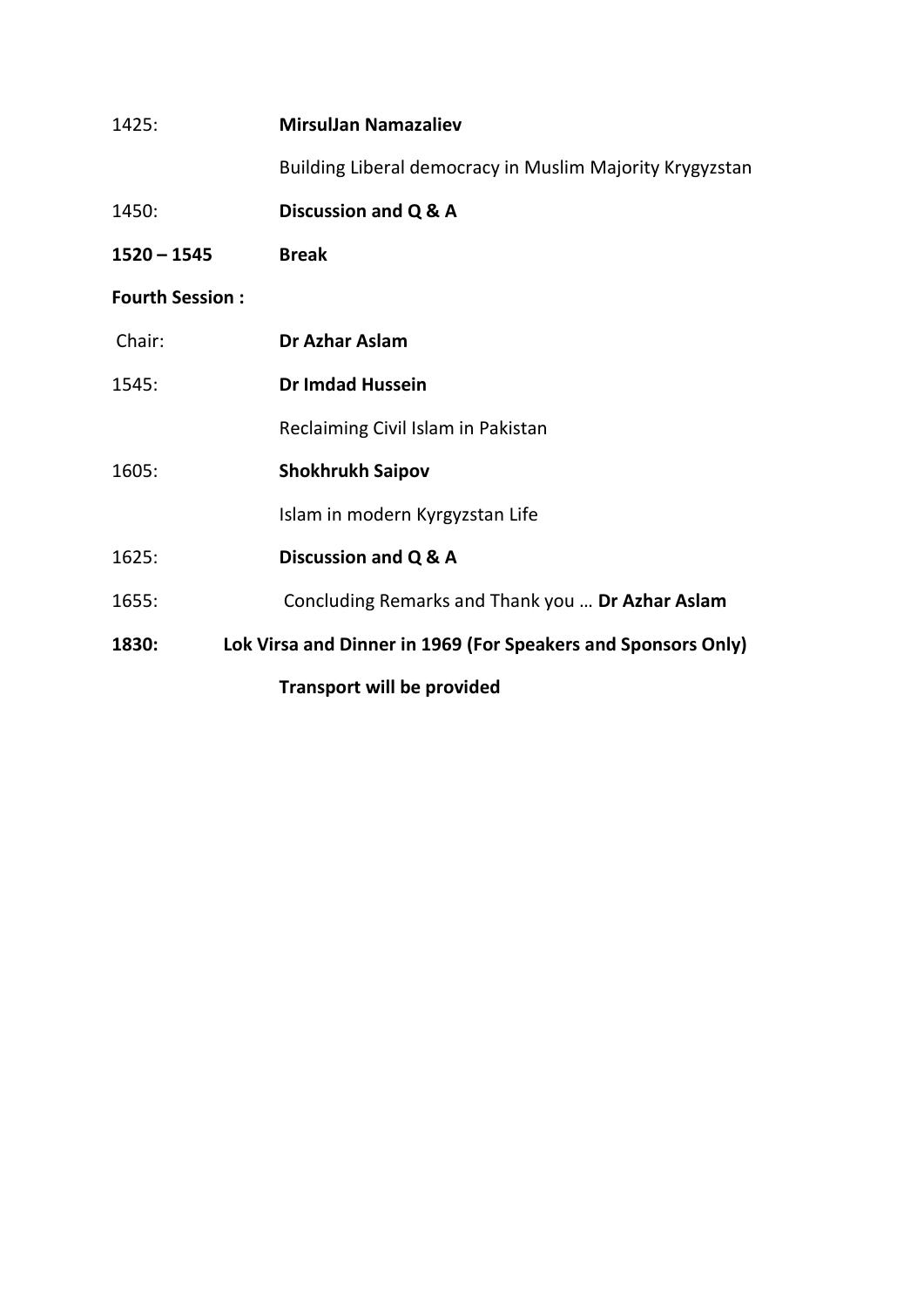1425: **MirsulJan Namazaliev**

Building Liberal democracy in Muslim Majority Krygyzstan

1450: **Discussion and Q & A**

**1520 – 1545 Break**

**Fourth Session :**

Chair: **Dr Azhar Aslam**

1545: **Dr Imdad Hussein**

Reclaiming Civil Islam in Pakistan

1605: **Shokhrukh Saipov**

Islam in modern Kyrgyzstan Life

1625: **Discussion and Q & A**

1655: Concluding Remarks and Thank you … **Dr Azhar Aslam**

**1830: Lok Virsa and Dinner in 1969 (For Speakers and Sponsors Only)**

**Transport will be provided**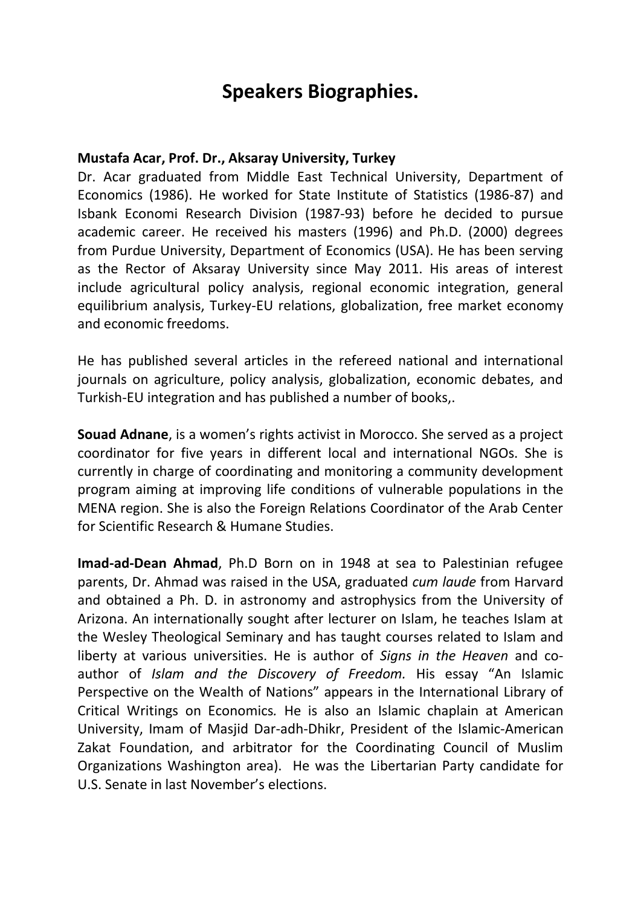# Speakers Biographies.

**Mustafa Acar, Prof. Dr., Aksaray University, Turkey**
Dr. Acar graduated from Middle East Technical University, Department of Economics (1986). He worked for State Institute of Statistics (1986-87) and Isbank Economi Research Division (1987-93) before he decided to pursue academic career. He received his masters (1996) and Ph.D. (2000) degrees from Purdue University, Department of Economics (USA). He has been serving as the Rector of Aksaray University since May 2011. His areas of interest include agricultural policy analysis, regional economic integration, general equilibrium analysis, Turkey-EU relations, globalization, free market economy and economic freedoms.

He has published several articles in the refereed national and international journals on agriculture, policy analysis, globalization, economic debates, and Turkish-EU integration and has published a number of books,.

**Souad Adnane**, is a women's rights activist in Morocco. She served as a project coordinator for five years in different local and international NGOs. She is currently in charge of coordinating and monitoring a community development program aiming at improving life conditions of vulnerable populations in the MENA region. She is also the Foreign Relations Coordinator of the Arab Center for Scientific Research & Humane Studies.

**Imad-ad-Dean Ahmad**, Ph.D Born on in 1948 at sea to Palestinian refugee parents, Dr. Ahmad was raised in the USA, graduated *cum laude* from Harvard and obtained a Ph. D. in astronomy and astrophysics from the University of Arizona. An internationally sought after lecturer on Islam, he teaches Islam at the Wesley Theological Seminary and has taught courses related to Islam and liberty at various universities. He is author of *Signs in the Heaven* and co-author of *Islam and the Discovery of Freedom.* His essay "An Islamic Perspective on the Wealth of Nations" appears in the International Library of Critical Writings on Economics*.* He is also an Islamic chaplain at American University, Imam of Masjid Dar-adh-Dhikr, President of the Islamic-American Zakat Foundation, and arbitrator for the Coordinating Council of Muslim Organizations Washington area). He was the Libertarian Party candidate for U.S. Senate in last November's elections.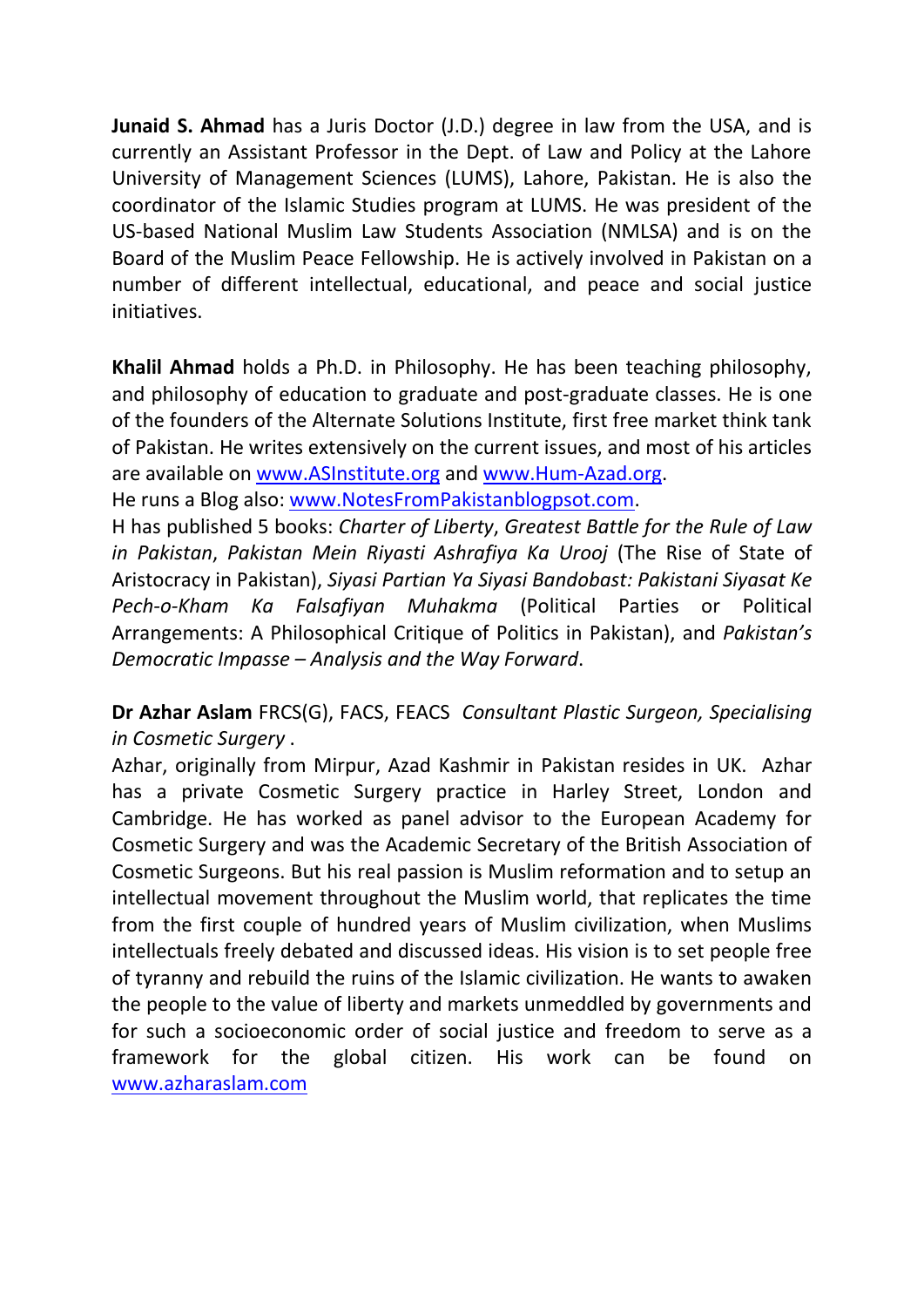**Junaid S. Ahmad** has a Juris Doctor (J.D.) degree in law from the USA, and is currently an Assistant Professor in the Dept. of Law and Policy at the Lahore University of Management Sciences (LUMS), Lahore, Pakistan. He is also the coordinator of the Islamic Studies program at LUMS. He was president of the US-based National Muslim Law Students Association (NMLSA) and is on the Board of the Muslim Peace Fellowship. He is actively involved in Pakistan on a number of different intellectual, educational, and peace and social justice initiatives.

**Khalil Ahmad** holds a Ph.D. in Philosophy. He has been teaching philosophy, and philosophy of education to graduate and post-graduate classes. He is one of the founders of the Alternate Solutions Institute, first free market think tank of Pakistan. He writes extensively on the current issues, and most of his articles are available on www.ASInstitute.org and www.Hum-Azad.org.
He runs a Blog also: www.NotesFromPakistanblogpsot.com.
H has published 5 books: *Charter of Liberty*, *Greatest Battle for the Rule of Law in Pakistan*, *Pakistan Mein Riyasti Ashrafiya Ka Urooj* (The Rise of State of Aristocracy in Pakistan), *Siyasi Partian Ya Siyasi Bandobast: Pakistani Siyasat Ke Pech-o-Kham Ka Falsafiyan Muhakma* (Political Parties or Political Arrangements: A Philosophical Critique of Politics in Pakistan), and *Pakistan's Democratic Impasse – Analysis and the Way Forward*.

**Dr Azhar Aslam** FRCS(G), FACS, FEACS *Consultant Plastic Surgeon, Specialising in Cosmetic Surgery* .
Azhar, originally from Mirpur, Azad Kashmir in Pakistan resides in UK. Azhar has a private Cosmetic Surgery practice in Harley Street, London and Cambridge. He has worked as panel advisor to the European Academy for Cosmetic Surgery and was the Academic Secretary of the British Association of Cosmetic Surgeons. But his real passion is Muslim reformation and to setup an intellectual movement throughout the Muslim world, that replicates the time from the first couple of hundred years of Muslim civilization, when Muslims intellectuals freely debated and discussed ideas. His vision is to set people free of tyranny and rebuild the ruins of the Islamic civilization. He wants to awaken the people to the value of liberty and markets unmeddled by governments and for such a socioeconomic order of social justice and freedom to serve as a framework for the global citizen. His work can be found on www.azharaslam.com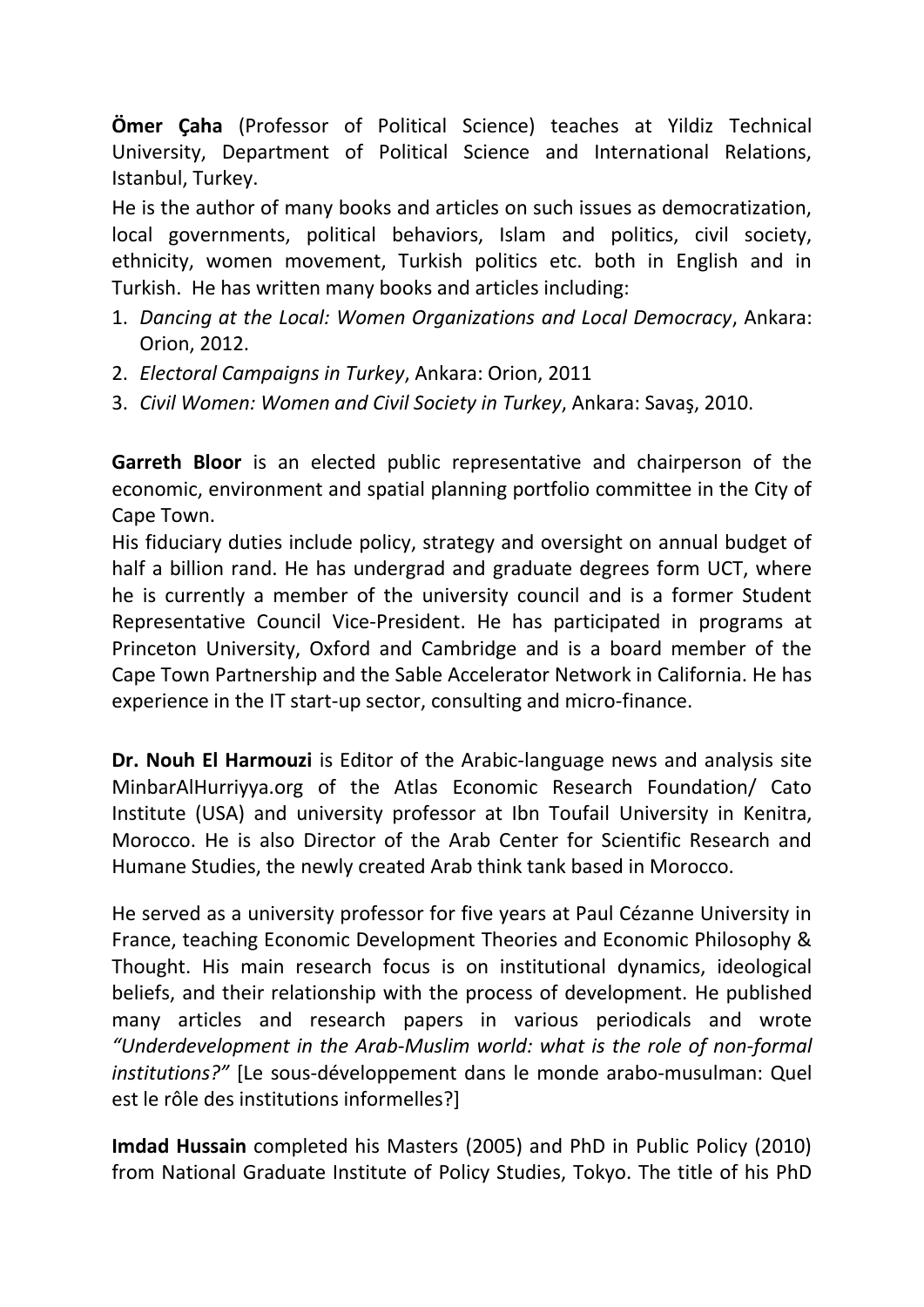**Ömer Çaha** (Professor of Political Science) teaches at Yildiz Technical University, Department of Political Science and International Relations, Istanbul, Turkey.

He is the author of many books and articles on such issues as democratization, local governments, political behaviors, Islam and politics, civil society, ethnicity, women movement, Turkish politics etc. both in English and in Turkish. He has written many books and articles including:

1. *Dancing at the Local: Women Organizations and Local Democracy*, Ankara: Orion, 2012.
2. *Electoral Campaigns in Turkey*, Ankara: Orion, 2011
3. *Civil Women: Women and Civil Society in Turkey*, Ankara: Savaş, 2010.

**Garreth Bloor** is an elected public representative and chairperson of the economic, environment and spatial planning portfolio committee in the City of Cape Town.

His fiduciary duties include policy, strategy and oversight on annual budget of half a billion rand. He has undergrad and graduate degrees form UCT, where he is currently a member of the university council and is a former Student Representative Council Vice-President. He has participated in programs at Princeton University, Oxford and Cambridge and is a board member of the Cape Town Partnership and the Sable Accelerator Network in California. He has experience in the IT start-up sector, consulting and micro-finance.

**Dr. Nouh El Harmouzi** is Editor of the Arabic-language news and analysis site MinbarAlHurriyya.org of the Atlas Economic Research Foundation/ Cato Institute (USA) and university professor at Ibn Toufail University in Kenitra, Morocco. He is also Director of the Arab Center for Scientific Research and Humane Studies, the newly created Arab think tank based in Morocco.

He served as a university professor for five years at Paul Cézanne University in France, teaching Economic Development Theories and Economic Philosophy & Thought. His main research focus is on institutional dynamics, ideological beliefs, and their relationship with the process of development. He published many articles and research papers in various periodicals and wrote *"Underdevelopment in the Arab-Muslim world: what is the role of non-formal institutions?"* [Le sous-développement dans le monde arabo-musulman: Quel est le rôle des institutions informelles?]

**Imdad Hussain** completed his Masters (2005) and PhD in Public Policy (2010) from National Graduate Institute of Policy Studies, Tokyo. The title of his PhD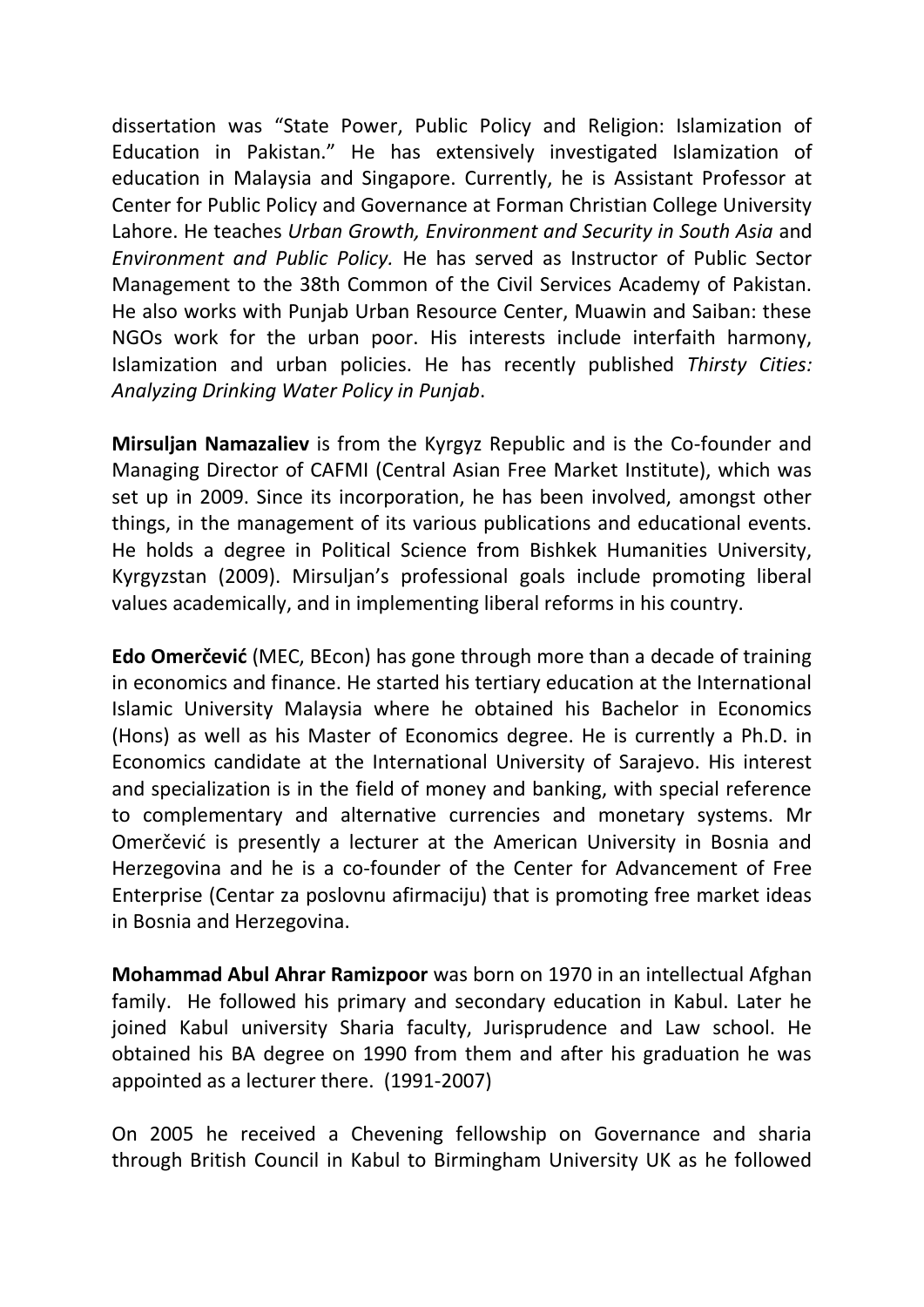dissertation was "State Power, Public Policy and Religion: Islamization of Education in Pakistan." He has extensively investigated Islamization of education in Malaysia and Singapore. Currently, he is Assistant Professor at Center for Public Policy and Governance at Forman Christian College University Lahore. He teaches *Urban Growth, Environment and Security in South Asia* and *Environment and Public Policy.* He has served as Instructor of Public Sector Management to the 38th Common of the Civil Services Academy of Pakistan. He also works with Punjab Urban Resource Center, Muawin and Saiban: these NGOs work for the urban poor. His interests include interfaith harmony, Islamization and urban policies. He has recently published *Thirsty Cities: Analyzing Drinking Water Policy in Punjab*.

**Mirsuljan Namazaliev** is from the Kyrgyz Republic and is the Co-founder and Managing Director of CAFMI (Central Asian Free Market Institute), which was set up in 2009. Since its incorporation, he has been involved, amongst other things, in the management of its various publications and educational events. He holds a degree in Political Science from Bishkek Humanities University, Kyrgyzstan (2009). Mirsuljan's professional goals include promoting liberal values academically, and in implementing liberal reforms in his country.

**Edo Omerčević** (MEC, BEcon) has gone through more than a decade of training in economics and finance. He started his tertiary education at the International Islamic University Malaysia where he obtained his Bachelor in Economics (Hons) as well as his Master of Economics degree. He is currently a Ph.D. in Economics candidate at the International University of Sarajevo. His interest and specialization is in the field of money and banking, with special reference to complementary and alternative currencies and monetary systems. Mr Omerčević is presently a lecturer at the American University in Bosnia and Herzegovina and he is a co-founder of the Center for Advancement of Free Enterprise (Centar za poslovnu afirmaciju) that is promoting free market ideas in Bosnia and Herzegovina.

**Mohammad Abul Ahrar Ramizpoor** was born on 1970 in an intellectual Afghan family. He followed his primary and secondary education in Kabul. Later he joined Kabul university Sharia faculty, Jurisprudence and Law school. He obtained his BA degree on 1990 from them and after his graduation he was appointed as a lecturer there. (1991-2007)

On 2005 he received a Chevening fellowship on Governance and sharia through British Council in Kabul to Birmingham University UK as he followed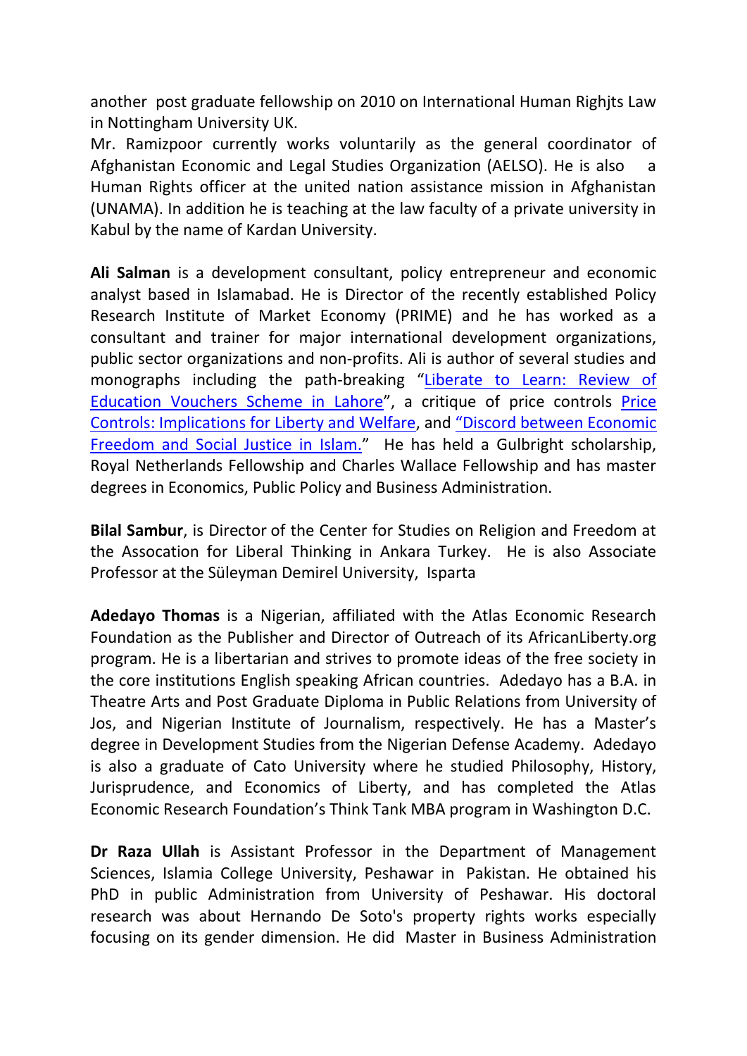another post graduate fellowship on 2010 on International Human Righjts Law in Nottingham University UK.

Mr. Ramizpoor currently works voluntarily as the general coordinator of Afghanistan Economic and Legal Studies Organization (AELSO). He is also a Human Rights officer at the united nation assistance mission in Afghanistan (UNAMA). In addition he is teaching at the law faculty of a private university in Kabul by the name of Kardan University.

**Ali Salman** is a development consultant, policy entrepreneur and economic analyst based in Islamabad. He is Director of the recently established Policy Research Institute of Market Economy (PRIME) and he has worked as a consultant and trainer for major international development organizations, public sector organizations and non-profits. Ali is author of several studies and monographs including the path-breaking "Liberate to Learn: Review of Education Vouchers Scheme in Lahore", a critique of price controls Price Controls: Implications for Liberty and Welfare, and "Discord between Economic Freedom and Social Justice in Islam." He has held a Gulbright scholarship, Royal Netherlands Fellowship and Charles Wallace Fellowship and has master degrees in Economics, Public Policy and Business Administration.

**Bilal Sambur**, is Director of the Center for Studies on Religion and Freedom at the Assocation for Liberal Thinking in Ankara Turkey. He is also Associate Professor at the Süleyman Demirel University, Isparta

**Adedayo Thomas** is a Nigerian, affiliated with the Atlas Economic Research Foundation as the Publisher and Director of Outreach of its AfricanLiberty.org program. He is a libertarian and strives to promote ideas of the free society in the core institutions English speaking African countries. Adedayo has a B.A. in Theatre Arts and Post Graduate Diploma in Public Relations from University of Jos, and Nigerian Institute of Journalism, respectively. He has a Master's degree in Development Studies from the Nigerian Defense Academy. Adedayo is also a graduate of Cato University where he studied Philosophy, History, Jurisprudence, and Economics of Liberty, and has completed the Atlas Economic Research Foundation's Think Tank MBA program in Washington D.C.

**Dr Raza Ullah** is Assistant Professor in the Department of Management Sciences, Islamia College University, Peshawar in Pakistan. He obtained his PhD in public Administration from University of Peshawar. His doctoral research was about Hernando De Soto's property rights works especially focusing on its gender dimension. He did Master in Business Administration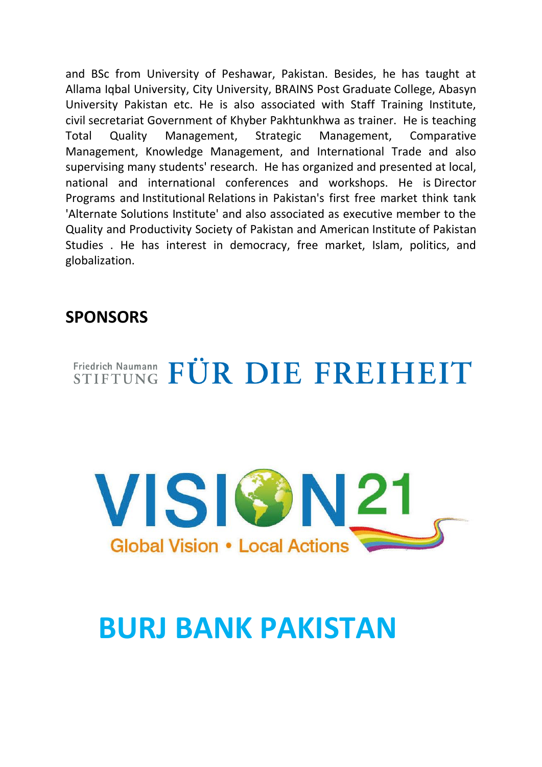and BSc from University of Peshawar, Pakistan. Besides, he has taught at Allama Iqbal University, City University, BRAINS Post Graduate College, Abasyn University Pakistan etc. He is also associated with Staff Training Institute, civil secretariat Government of Khyber Pakhtunkhwa as trainer. He is teaching Total Quality Management, Strategic Management, Comparative Management, Knowledge Management, and International Trade and also supervising many students' research. He has organized and presented at local, national and international conferences and workshops. He is Director Programs and Institutional Relations in Pakistan's first free market think tank 'Alternate Solutions Institute' and also associated as executive member to the Quality and Productivity Society of Pakistan and American Institute of Pakistan Studies . He has interest in democracy, free market, Islam, politics, and globalization.

## SPONSORS

Friedrich Naumann STIFTUNG FÜR DIE FREIHEIT

VISION21
Global Vision • Local Actions

BURJ BANK PAKISTAN